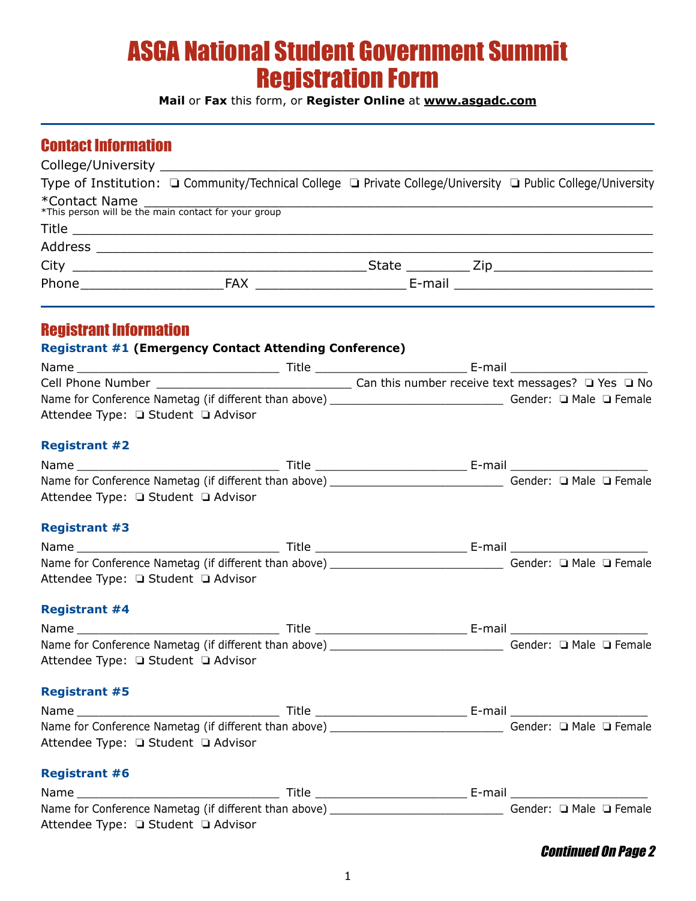# ASGA National Student Government Summit Registration Form

**Mail** or **Fax** this form, or **Register Online** at **www.asgadc.com**

---

## Contact Information

College/University ____________________________________________

Type of Institution: ❑ Community/Technical College ❑ Private College/University ❑ Public College/University

*Contact Name ____________________________________________
*This person will be the main contact for your group

Title ____________________________________________

Address ____________________________________________

City ______________________________ State ________ Zip ____________________

Phone ____________________ FAX ____________________ E-mail ____________________

---

## Registrant Information

### Registrant #1 (Emergency Contact Attending Conference)

Name ______________________________ Title ______________________ E-mail ____________________

Cell Phone Number ____________________________ Can this number receive text messages? ❑ Yes ❑ No

Name for Conference Nametag (if different than above) __________________________ Gender: ❑ Male ❑ Female

Attendee Type: ❑ Student ❑ Advisor

### Registrant #2

Name ______________________________ Title ______________________ E-mail ____________________

Name for Conference Nametag (if different than above) __________________________ Gender: ❑ Male ❑ Female

Attendee Type: ❑ Student ❑ Advisor

### Registrant #3

Name ______________________________ Title ______________________ E-mail ____________________

Name for Conference Nametag (if different than above) __________________________ Gender: ❑ Male ❑ Female

Attendee Type: ❑ Student ❑ Advisor

### Registrant #4

Name ______________________________ Title ______________________ E-mail ____________________

Name for Conference Nametag (if different than above) __________________________ Gender: ❑ Male ❑ Female

Attendee Type: ❑ Student ❑ Advisor

### Registrant #5

Name ______________________________ Title ______________________ E-mail ____________________

Name for Conference Nametag (if different than above) __________________________ Gender: ❑ Male ❑ Female

Attendee Type: ❑ Student ❑ Advisor

### Registrant #6

Name ______________________________ Title ______________________ E-mail ____________________

Name for Conference Nametag (if different than above) __________________________ Gender: ❑ Male ❑ Female

Attendee Type: ❑ Student ❑ Advisor

***Continued On Page 2***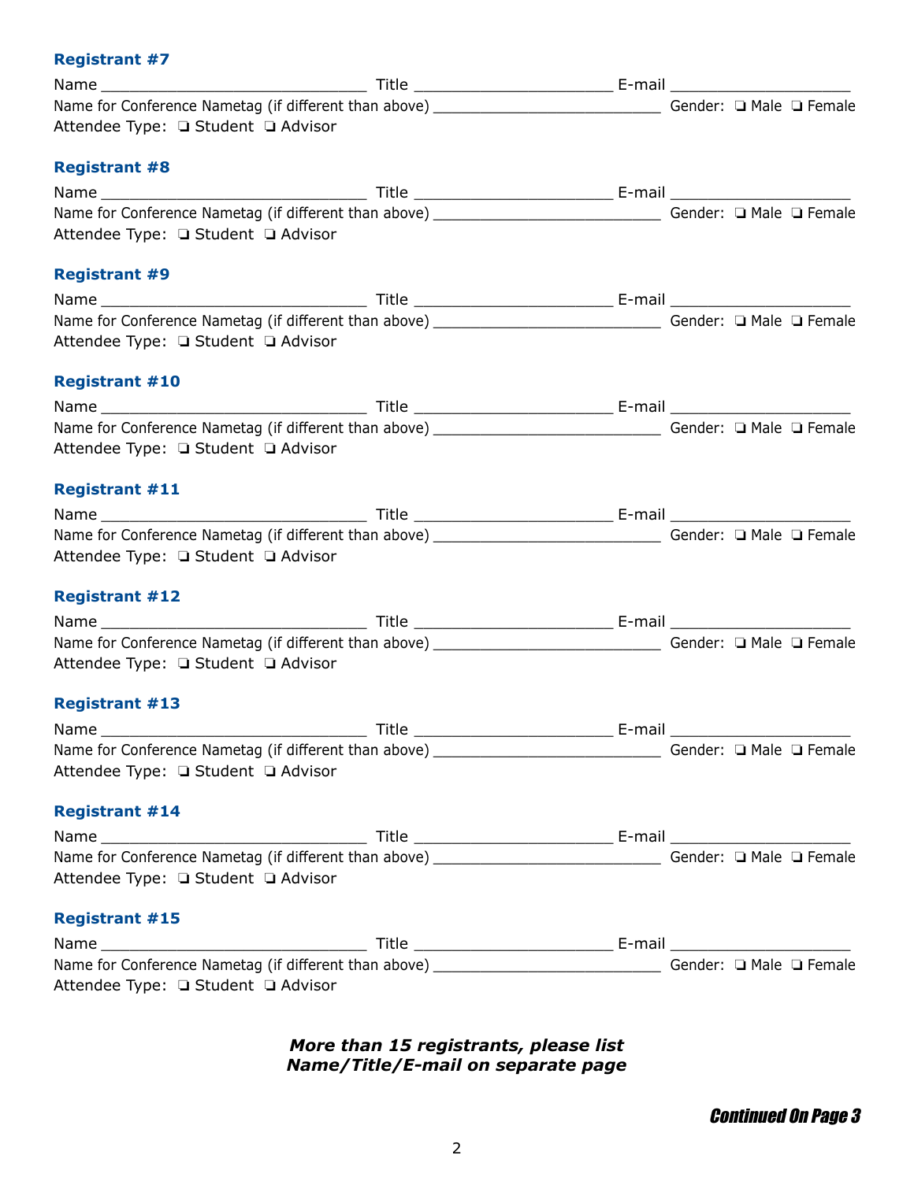### Registrant #7

Name ______________________________ Title ______________________ E-mail ____________________
Name for Conference Nametag (if different than above) __________________________ Gender: ❑ Male ❑ Female
Attendee Type: ❑ Student ❑ Advisor

### Registrant #8

Name ______________________________ Title ______________________ E-mail ____________________
Name for Conference Nametag (if different than above) __________________________ Gender: ❑ Male ❑ Female
Attendee Type: ❑ Student ❑ Advisor

### Registrant #9

Name ______________________________ Title ______________________ E-mail ____________________
Name for Conference Nametag (if different than above) __________________________ Gender: ❑ Male ❑ Female
Attendee Type: ❑ Student ❑ Advisor

### Registrant #10

Name ______________________________ Title ______________________ E-mail ____________________
Name for Conference Nametag (if different than above) __________________________ Gender: ❑ Male ❑ Female
Attendee Type: ❑ Student ❑ Advisor

### Registrant #11

Name ______________________________ Title ______________________ E-mail ____________________
Name for Conference Nametag (if different than above) __________________________ Gender: ❑ Male ❑ Female
Attendee Type: ❑ Student ❑ Advisor

### Registrant #12

Name ______________________________ Title ______________________ E-mail ____________________
Name for Conference Nametag (if different than above) __________________________ Gender: ❑ Male ❑ Female
Attendee Type: ❑ Student ❑ Advisor

### Registrant #13

Name ______________________________ Title ______________________ E-mail ____________________
Name for Conference Nametag (if different than above) __________________________ Gender: ❑ Male ❑ Female
Attendee Type: ❑ Student ❑ Advisor

### Registrant #14

Name ______________________________ Title ______________________ E-mail ____________________
Name for Conference Nametag (if different than above) __________________________ Gender: ❑ Male ❑ Female
Attendee Type: ❑ Student ❑ Advisor

### Registrant #15

Name ______________________________ Title ______________________ E-mail ____________________
Name for Conference Nametag (if different than above) __________________________ Gender: ❑ Male ❑ Female
Attendee Type: ❑ Student ❑ Advisor

***More than 15 registrants, please list Name/Title/E-mail on separate page***

***Continued On Page 3***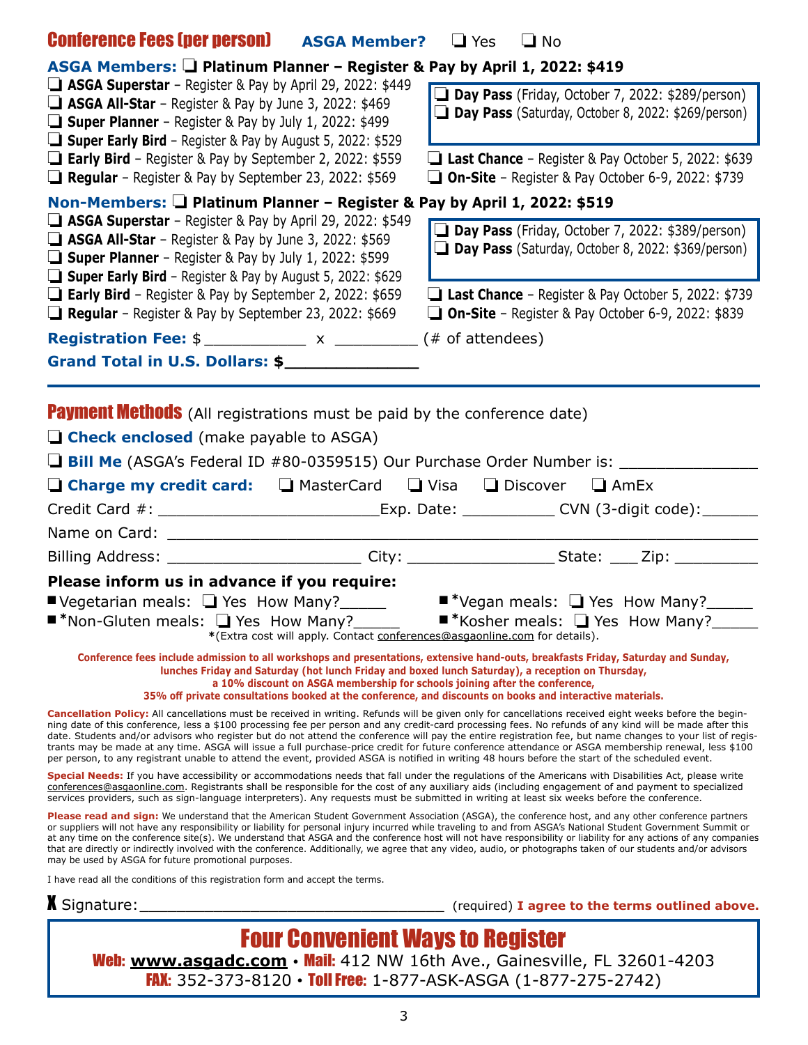## Conference Fees (per person)

**ASGA Member?** ❑ Yes ❑ No

**ASGA Members:** ❑ **Platinum Planner – Register & Pay by April 1, 2022: $419**

- ❑ **ASGA Superstar** – Register & Pay by April 29, 2022: $449
- ❑ **ASGA All-Star** – Register & Pay by June 3, 2022: $469
- ❑ **Super Planner** – Register & Pay by July 1, 2022: $499
- ❑ **Super Early Bird** – Register & Pay by August 5, 2022: $529
- ❑ **Early Bird** – Register & Pay by September 2, 2022: $559
- ❑ **Regular** – Register & Pay by September 23, 2022: $569
- ❑ **Day Pass** (Friday, October 7, 2022: $289/person)
- ❑ **Day Pass** (Saturday, October 8, 2022: $269/person)
- ❑ **Last Chance** – Register & Pay October 5, 2022: $639
- ❑ **On-Site** – Register & Pay October 6-9, 2022: $739

**Non-Members:** ❑ **Platinum Planner – Register & Pay by April 1, 2022: $519**

- ❑ **ASGA Superstar** – Register & Pay by April 29, 2022: $549
- ❑ **ASGA All-Star** – Register & Pay by June 3, 2022: $569
- ❑ **Super Planner** – Register & Pay by July 1, 2022: $599
- ❑ **Super Early Bird** – Register & Pay by August 5, 2022: $629
- ❑ **Early Bird** – Register & Pay by September 2, 2022: $659
- ❑ **Regular** – Register & Pay by September 23, 2022: $669
- ❑ **Day Pass** (Friday, October 7, 2022: $389/person)
- ❑ **Day Pass** (Saturday, October 8, 2022: $369/person)
- ❑ **Last Chance** – Register & Pay October 5, 2022: $739
- ❑ **On-Site** – Register & Pay October 6-9, 2022: $839

**Registration Fee:** $ __________ x _________ (# of attendees)

**Grand Total in U.S. Dollars: $_____________**

## Payment Methods (All registrations must be paid by the conference date)

❑ **Check enclosed** (make payable to ASGA)

❑ **Bill Me** (ASGA's Federal ID #80-0359515) Our Purchase Order Number is: ______________

❑ **Charge my credit card:** ❑ MasterCard ❑ Visa ❑ Discover ❑ AmEx

Credit Card #: _______________________ Exp. Date: __________ CVN (3-digit code): ______

Name on Card: ____________________________________________________________

Billing Address: _____________________ City: ________________ State: ___ Zip: _________

**Please inform us in advance if you require:**

- Vegetarian meals: ❑ Yes How Many?_____
- *Vegan meals: ❑ Yes How Many?_____
- *Non-Gluten meals: ❑ Yes How Many?_____
- *Kosher meals: ❑ Yes How Many?_____

*(Extra cost will apply. Contact conferences@asgaonline.com for details).

**Conference fees include admission to all workshops and presentations, extensive hand-outs, breakfasts Friday, Saturday and Sunday, lunches Friday and Saturday (hot lunch Friday and boxed lunch Saturday), a reception on Thursday, a 10% discount on ASGA membership for schools joining after the conference, 35% off private consultations booked at the conference, and discounts on books and interactive materials.**

**Cancellation Policy:** All cancellations must be received in writing. Refunds will be given only for cancellations received eight weeks before the beginning date of this conference, less a $100 processing fee per person and any credit-card processing fees. No refunds of any kind will be made after this date. Students and/or advisors who register but do not attend the conference will pay the entire registration fee, but name changes to your list of registrants may be made at any time. ASGA will issue a full purchase-price credit for future conference attendance or ASGA membership renewal, less $100 per person, to any registrant unable to attend the event, provided ASGA is notified in writing 48 hours before the start of the scheduled event.

**Special Needs:** If you have accessibility or accommodations needs that fall under the regulations of the Americans with Disabilities Act, please write conferences@asgaonline.com. Registrants shall be responsible for the cost of any auxiliary aids (including engagement of and payment to specialized services providers, such as sign-language interpreters). Any requests must be submitted in writing at least six weeks before the conference.

**Please read and sign:** We understand that the American Student Government Association (ASGA), the conference host, and any other conference partners or suppliers will not have any responsibility or liability for personal injury incurred while traveling to and from ASGA's National Student Government Summit or at any time on the conference site(s). We understand that ASGA and the conference host will not have responsibility or liability for any actions of any companies that are directly or indirectly involved with the conference. Additionally, we agree that any video, audio, or photographs taken of our students and/or advisors may be used by ASGA for future promotional purposes.

I have read all the conditions of this registration form and accept the terms.

**X** Signature: __________________________________ (required) **I agree to the terms outlined above.**

## Four Convenient Ways to Register

**Web:** www.asgadc.com • **Mail:** 412 NW 16th Ave., Gainesville, FL 32601-4203

**FAX:** 352-373-8120 • **Toll Free:** 1-877-ASK-ASGA (1-877-275-2742)